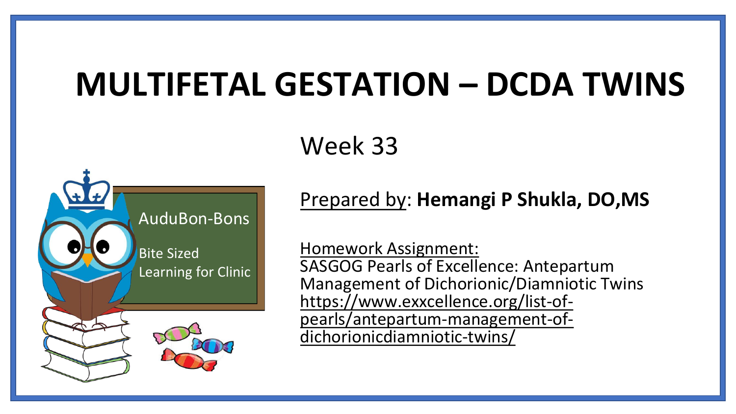# MULTIFETAL GESTATION – DCDA TWINS

Week 33

AuduBon-Bons

Bite Sized Learning for Clinic

Prepared by: **Hemangi P Shukla, DO,MS**

Homework Assignment:
SASGOG Pearls of Excellence: Antepartum Management of Dichorionic/Diamniotic Twins
https://www.exxcellence.org/list-of-pearls/antepartum-management-of-dichorionicdiamniotic-twins/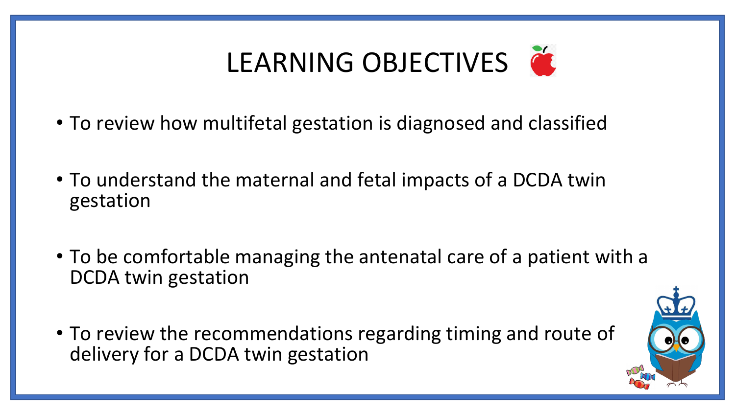# LEARNING OBJECTIVES

- To review how multifetal gestation is diagnosed and classified
- To understand the maternal and fetal impacts of a DCDA twin gestation
- To be comfortable managing the antenatal care of a patient with a DCDA twin gestation
- To review the recommendations regarding timing and route of delivery for a DCDA twin gestation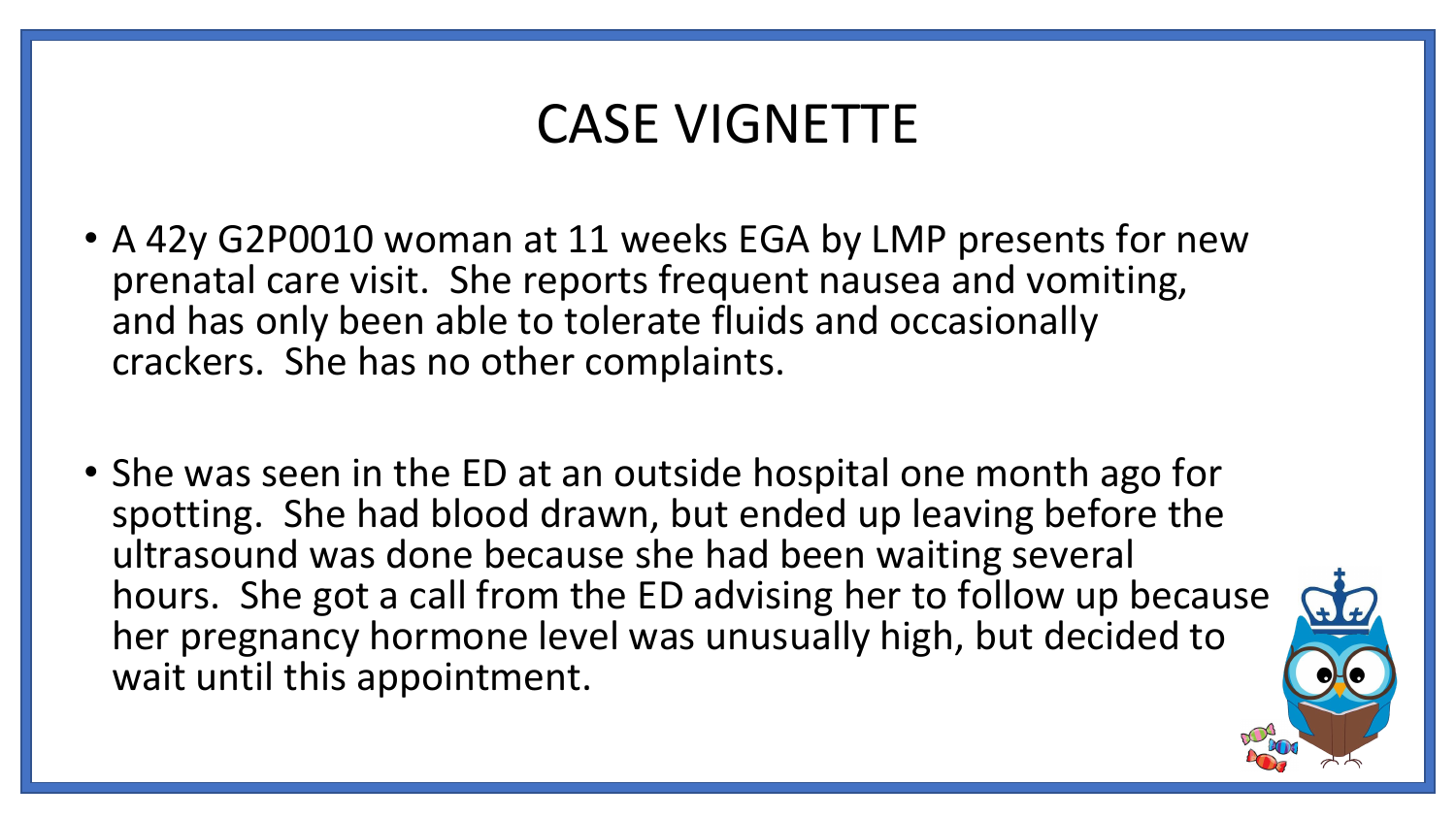# CASE VIGNETTE

- A 42y G2P0010 woman at 11 weeks EGA by LMP presents for new prenatal care visit. She reports frequent nausea and vomiting, and has only been able to tolerate fluids and occasionally crackers. She has no other complaints.

- She was seen in the ED at an outside hospital one month ago for spotting. She had blood drawn, but ended up leaving before the ultrasound was done because she had been waiting several hours. She got a call from the ED advising her to follow up because her pregnancy hormone level was unusually high, but decided to wait until this appointment.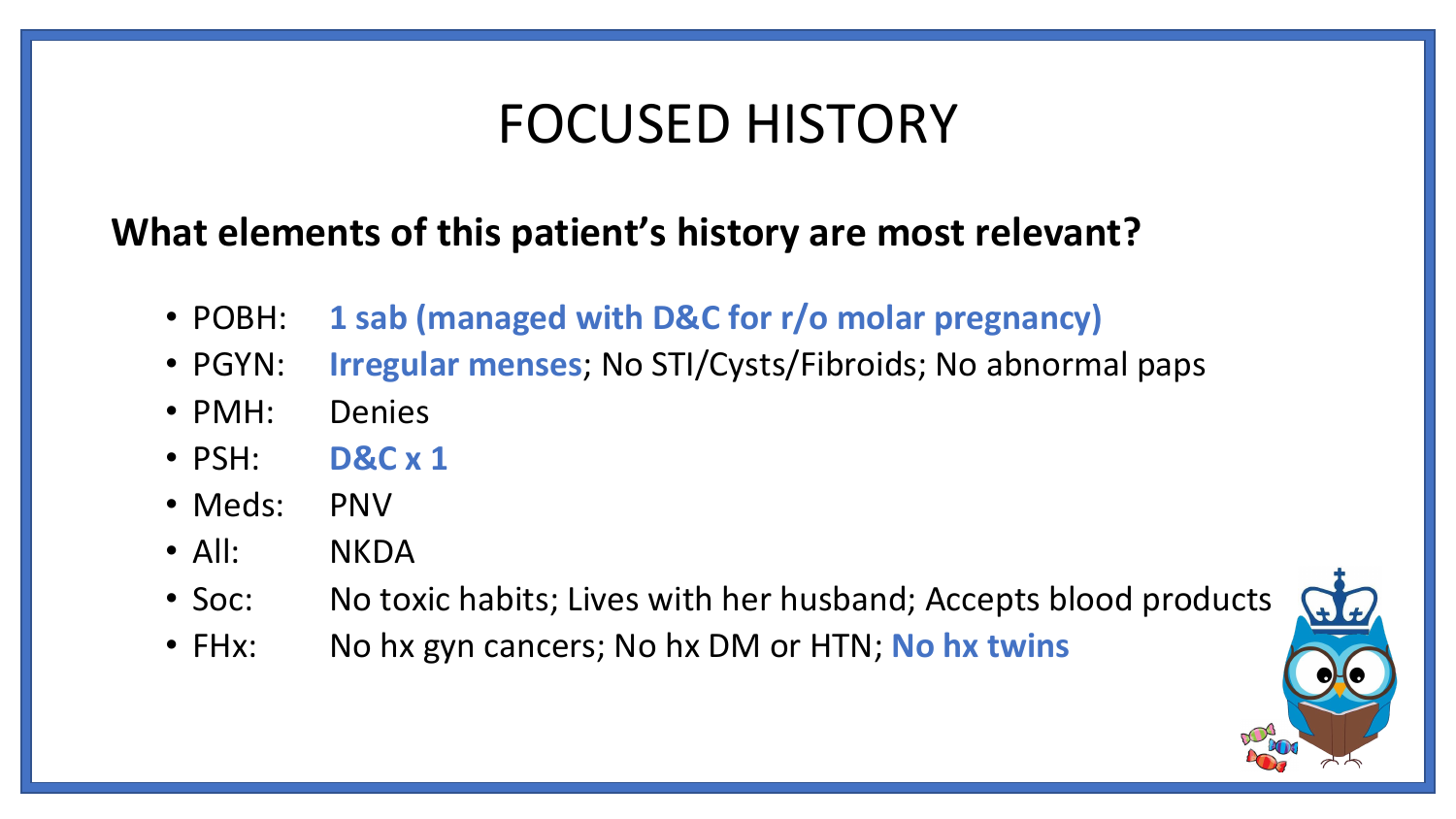# FOCUSED HISTORY

**What elements of this patient's history are most relevant?**

- POBH: **1 sab (managed with D&C for r/o molar pregnancy)**
- PGYN: **Irregular menses**; No STI/Cysts/Fibroids; No abnormal paps
- PMH: Denies
- PSH: **D&C x 1**
- Meds: PNV
- All: NKDA
- Soc: No toxic habits; Lives with her husband; Accepts blood products
- FHx: No hx gyn cancers; No hx DM or HTN; **No hx twins**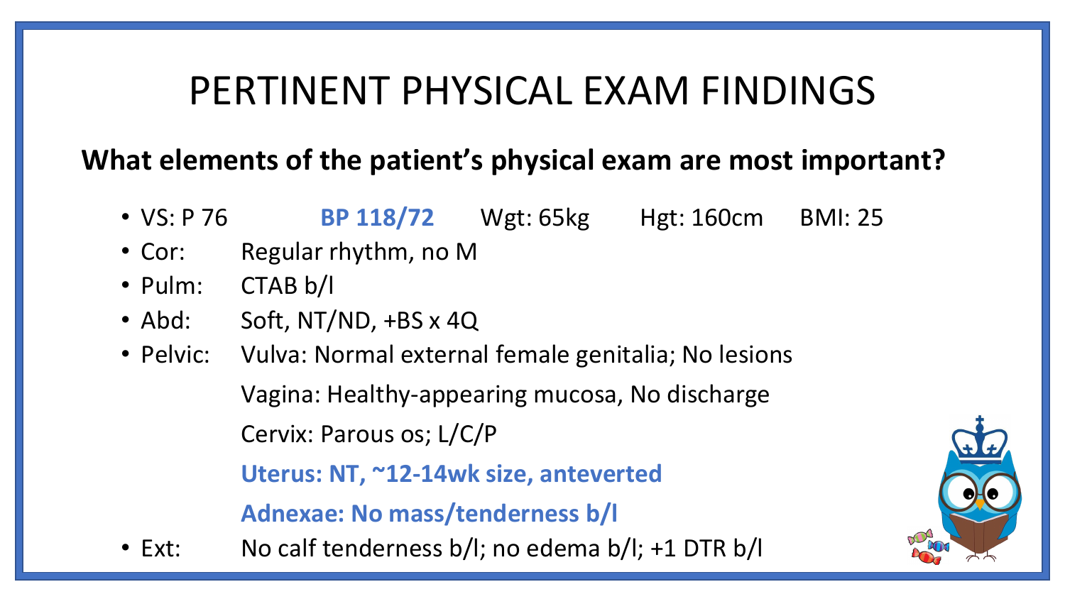# PERTINENT PHYSICAL EXAM FINDINGS

**What elements of the patient's physical exam are most important?**

- VS: P 76 **BP 118/72** Wgt: 65kg Hgt: 160cm BMI: 25
- Cor: Regular rhythm, no M
- Pulm: CTAB b/l
- Abd: Soft, NT/ND, +BS x 4Q
- Pelvic: Vulva: Normal external female genitalia; No lesions
  - Vagina: Healthy-appearing mucosa, No discharge
  - Cervix: Parous os; L/C/P
  - **Uterus: NT, ~12-14wk size, anteverted**
  - **Adnexae: No mass/tenderness b/l**
- Ext: No calf tenderness b/l; no edema b/l; +1 DTR b/l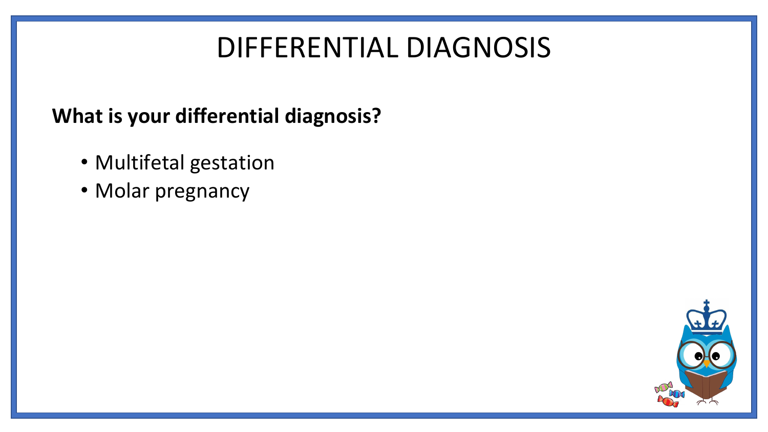# DIFFERENTIAL DIAGNOSIS

**What is your differential diagnosis?**

- Multifetal gestation
- Molar pregnancy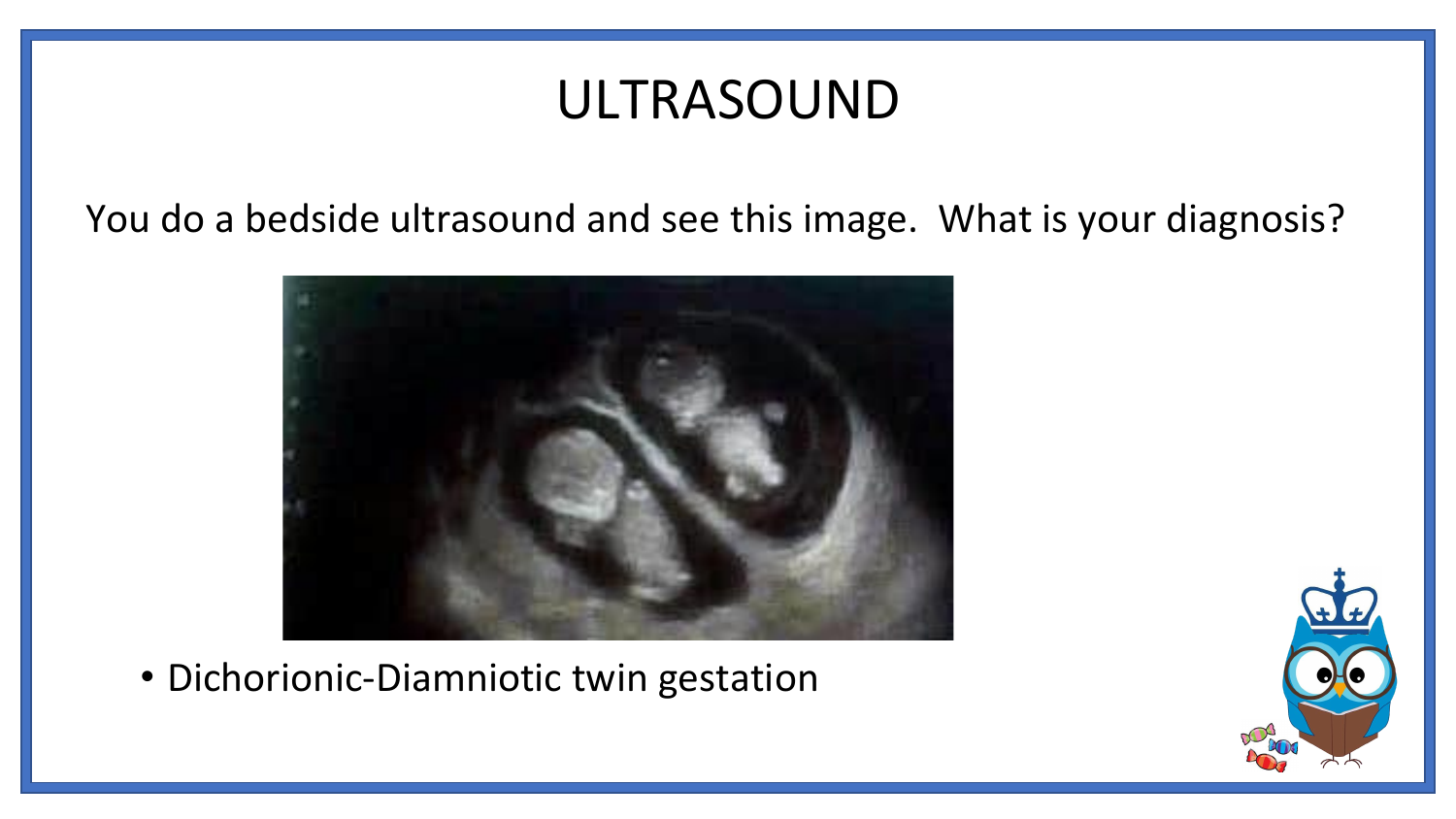# ULTRASOUND

You do a bedside ultrasound and see this image. What is your diagnosis?

- Dichorionic-Diamniotic twin gestation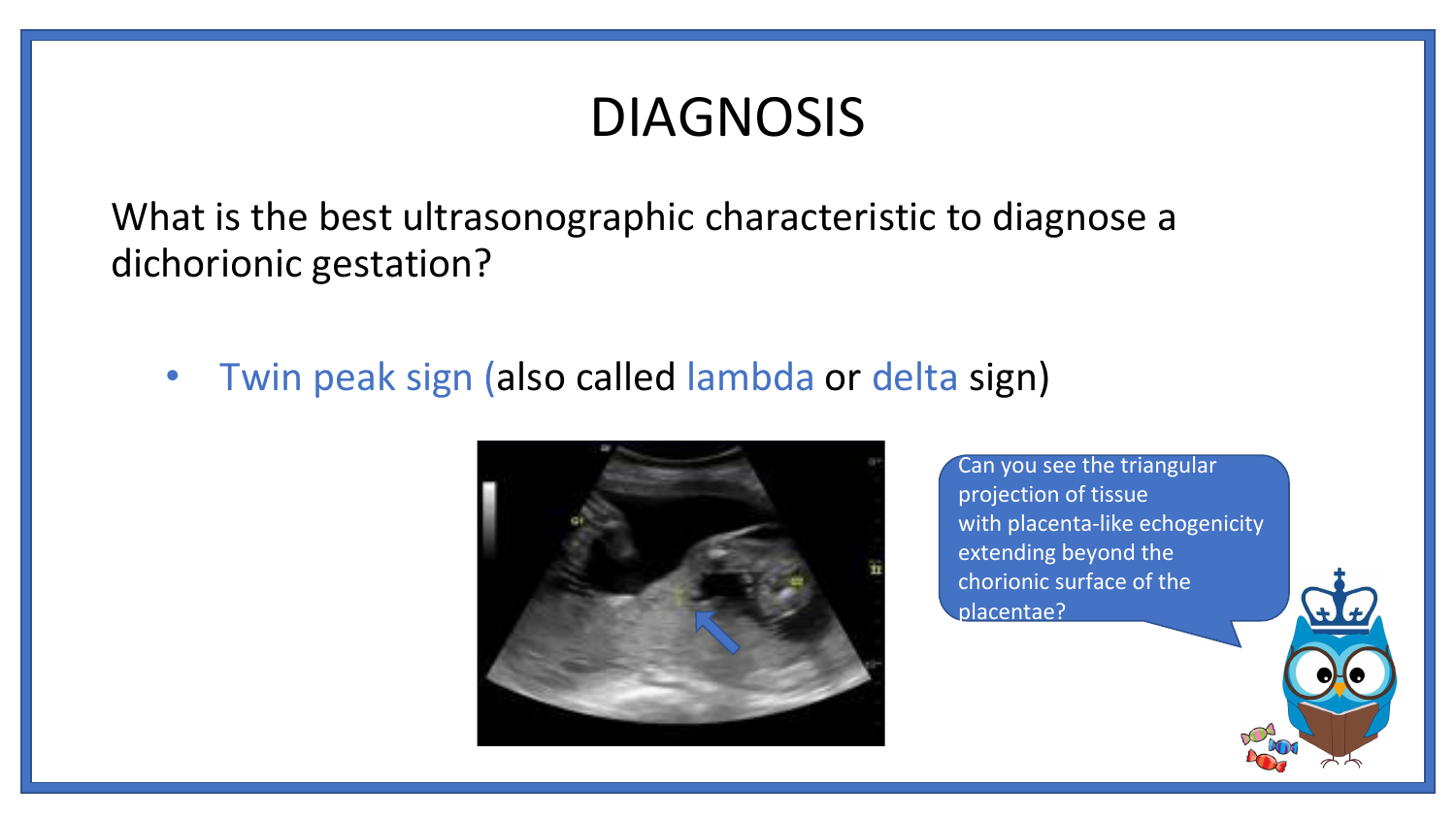# DIAGNOSIS

What is the best ultrasonographic characteristic to diagnose a dichorionic gestation?

- Twin peak sign (also called lambda or delta sign)

Can you see the triangular projection of tissue with placenta-like echogenicity extending beyond the chorionic surface of the placentae?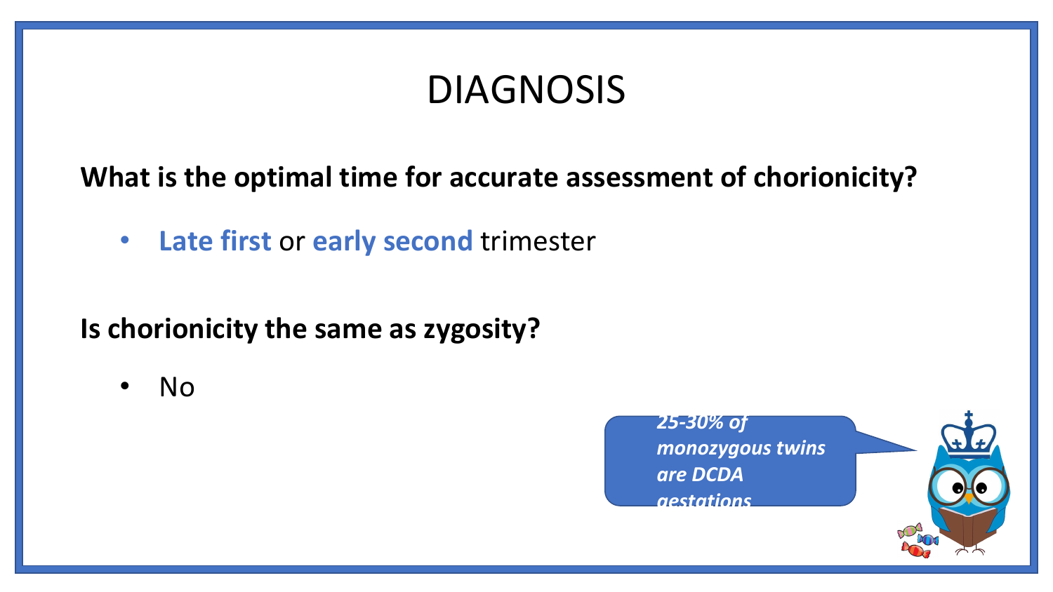# DIAGNOSIS

**What is the optimal time for accurate assessment of chorionicity?**

- **Late first** or **early second** trimester

**Is chorionicity the same as zygosity?**

- No

***25-30% of monozygous twins are DCDA gestations***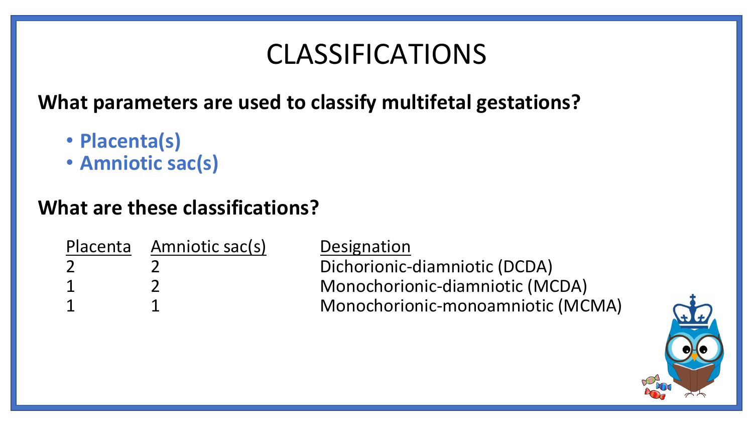# CLASSIFICATIONS

**What parameters are used to classify multifetal gestations?**

- **Placenta(s)**
- **Amniotic sac(s)**

**What are these classifications?**

| Placenta | Amniotic sac(s) | Designation |
| --- | --- | --- |
| 2 | 2 | Dichorionic-diamniotic (DCDA) |
| 1 | 2 | Monochorionic-diamniotic (MCDA) |
| 1 | 1 | Monochorionic-monoamniotic (MCMA) |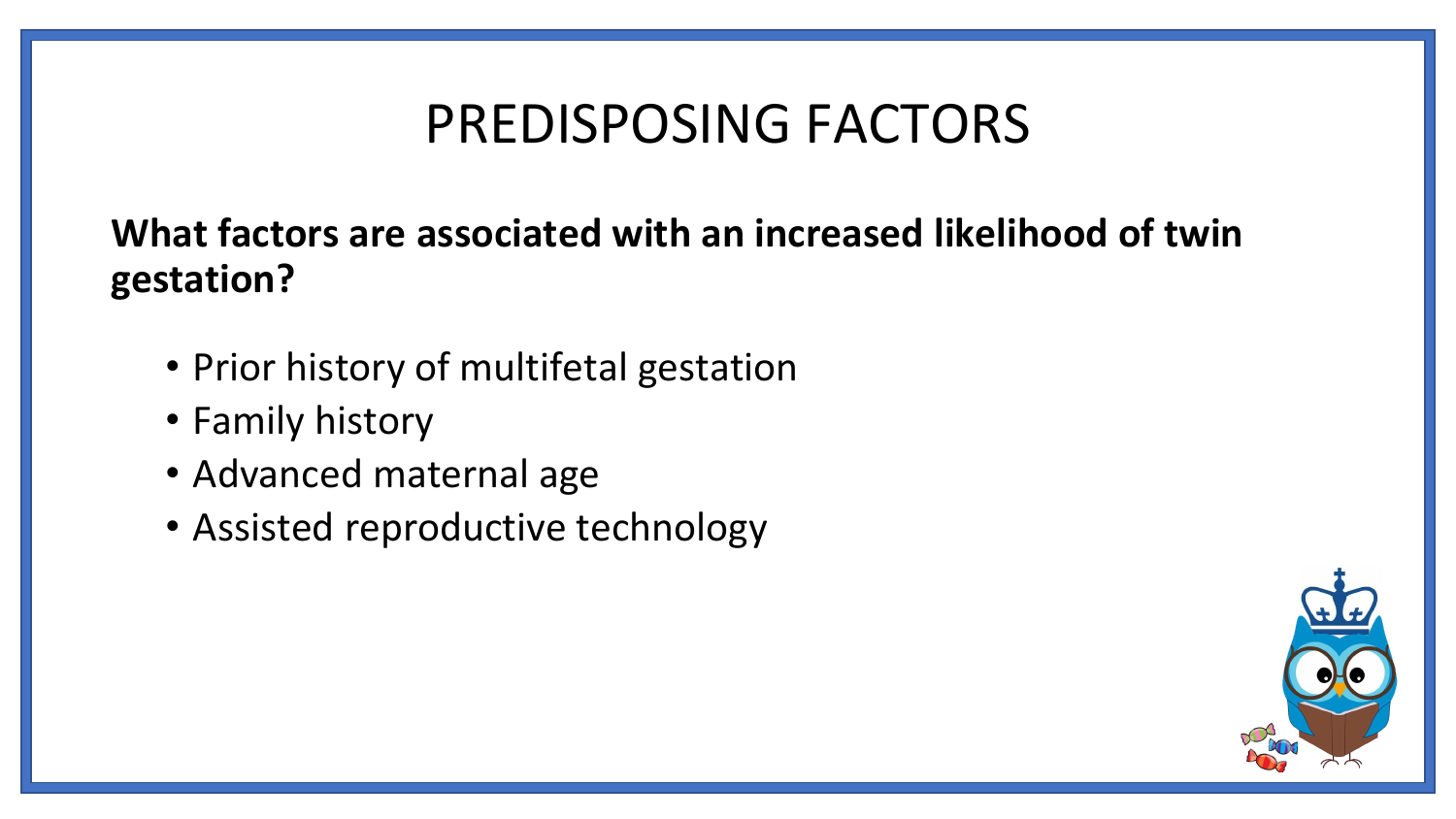# PREDISPOSING FACTORS

**What factors are associated with an increased likelihood of twin gestation?**

- Prior history of multifetal gestation
- Family history
- Advanced maternal age
- Assisted reproductive technology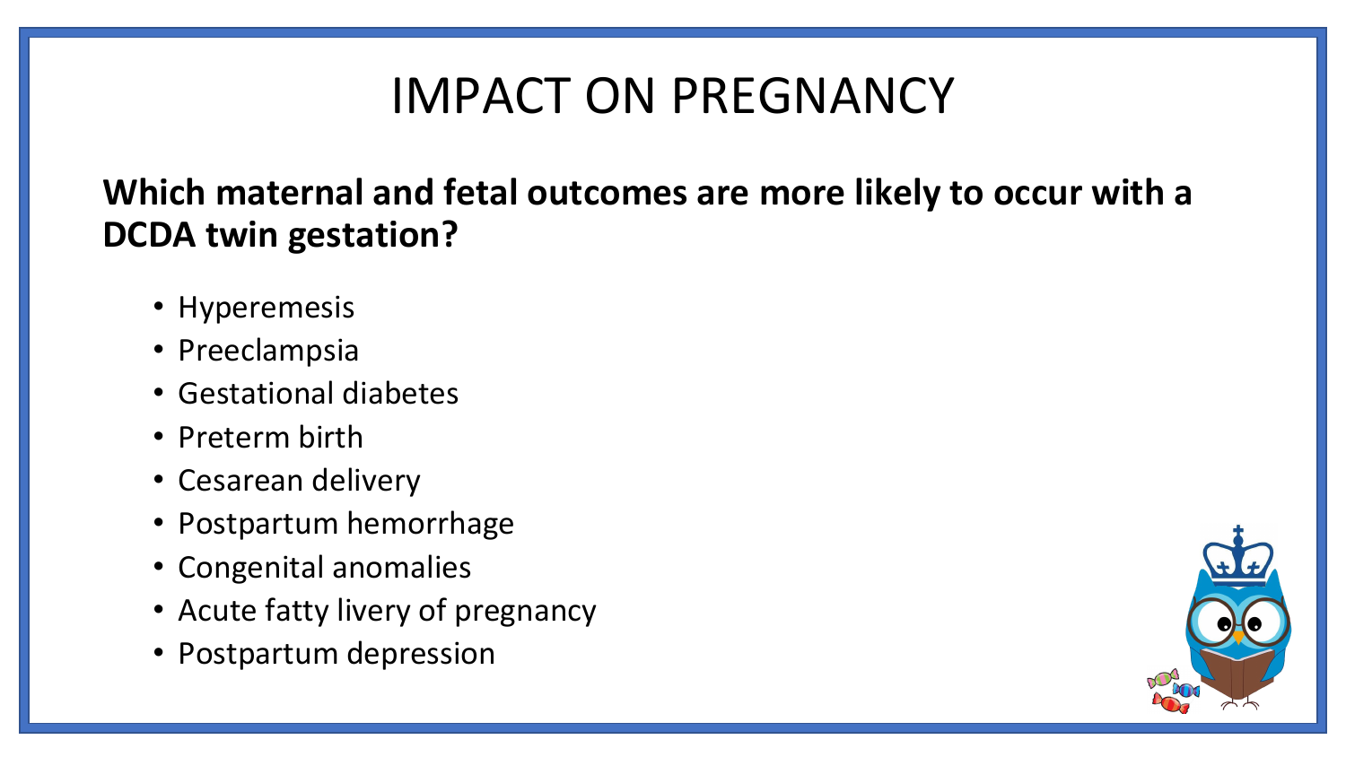# IMPACT ON PREGNANCY

**Which maternal and fetal outcomes are more likely to occur with a DCDA twin gestation?**

- Hyperemesis
- Preeclampsia
- Gestational diabetes
- Preterm birth
- Cesarean delivery
- Postpartum hemorrhage
- Congenital anomalies
- Acute fatty livery of pregnancy
- Postpartum depression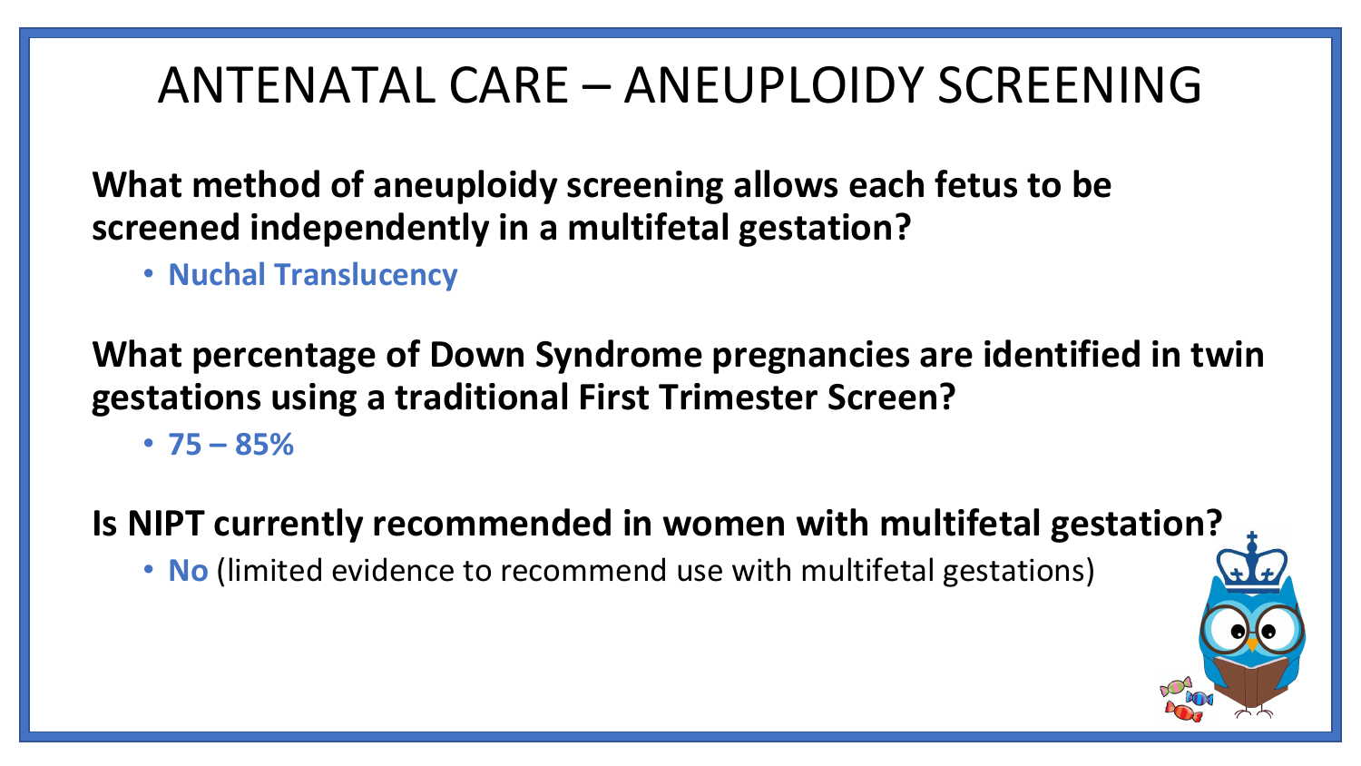# ANTENATAL CARE – ANEUPLOIDY SCREENING

**What method of aneuploidy screening allows each fetus to be screened independently in a multifetal gestation?**

- **Nuchal Translucency**

**What percentage of Down Syndrome pregnancies are identified in twin gestations using a traditional First Trimester Screen?**

- **75 – 85%**

**Is NIPT currently recommended in women with multifetal gestation?**

- **No** (limited evidence to recommend use with multifetal gestations)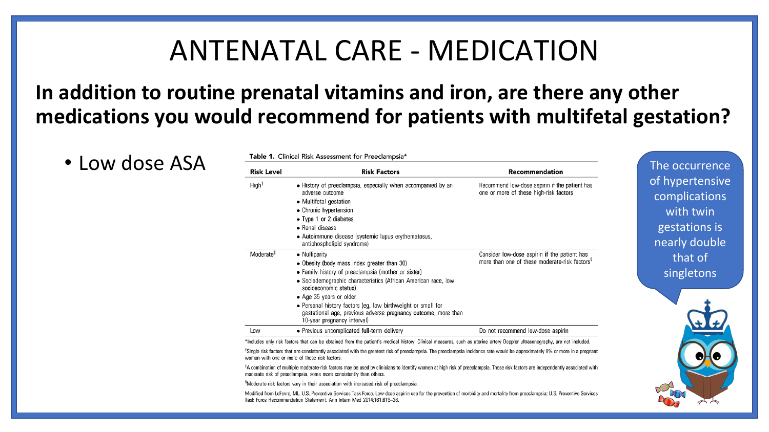# ANTENATAL CARE - MEDICATION

**In addition to routine prenatal vitamins and iron, are there any other medications you would recommend for patients with multifetal gestation?**

- Low dose ASA

**Table 1.** Clinical Risk Assessment for Preeclampsia*

| Risk Level | Risk Factors | Recommendation |
|---|---|---|
| High[†] | • History of preeclampsia, especially when accompanied by an adverse outcome<br>• Multifetal gestation<br>• Chronic hypertension<br>• Type 1 or 2 diabetes<br>• Renal disease<br>• Autoimmune disease (systemic lupus erythematosus, antiphospholipid syndrome) | Recommend low-dose aspirin if the patient has one or more of these high-risk factors |
| Moderate[‡] | • Nulliparity<br>• Obesity (body mass index greater than 30)<br>• Family history of preeclampsia (mother or sister)<br>• Sociodemographic characteristics (African American race, low socioeconomic status)<br>• Age 35 years or older<br>• Personal history factors (eg, low birthweight or small for gestational age, previous adverse pregnancy outcome, more than 10-year pregnancy interval) | Consider low-dose aspirin if the patient has more than one of these moderate-risk factors[§] |
| Low | • Previous uncomplicated full-term delivery | Do not recommend low-dose aspirin |

*Includes only risk factors that can be obtained from the patient's medical history. Clinical measures, such as uterine artery Doppler ultrasonography, are not included.

[†]Single risk factors that are consistently associated with the greatest risk of preeclampsia. The preeclampsia incidence rate would be approximately 8% or more in a pregnant woman with one or more of these risk factors.

[‡]A combination of multiple moderate-risk factors may be used by clinicians to identify women at high risk of preeclampsia. These risk factors are independently associated with moderate risk of preeclampsia, some more consistently than others.

[§]Moderate-risk factors vary in their association with increased risk of preeclampsia.

Modified from LeFevre, ML. U.S. Preventive Services Task Force. Low-dose aspirin use for the prevention of morbidity and mortality from preeclampsia: U.S. Preventive Services Task Force Recommendation Statement. Ann Intern Med 2014;161:819–26.

The occurrence of hypertensive complications with twin gestations is nearly double that of singletons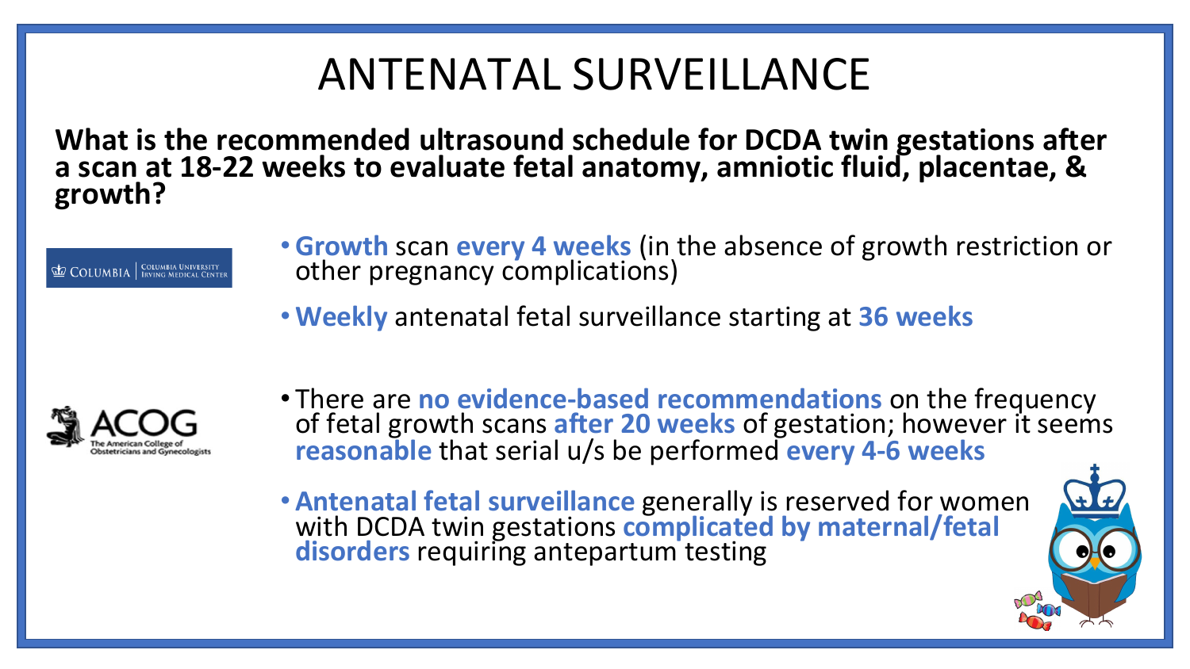# ANTENATAL SURVEILLANCE

**What is the recommended ultrasound schedule for DCDA twin gestations after a scan at 18-22 weeks to evaluate fetal anatomy, amniotic fluid, placentae, & growth?**

COLUMBIA | COLUMBIA UNIVERSITY IRVING MEDICAL CENTER

- **Growth** scan **every 4 weeks** (in the absence of growth restriction or other pregnancy complications)
- **Weekly** antenatal fetal surveillance starting at **36 weeks**

ACOG – The American College of Obstetricians and Gynecologists

- There are **no evidence-based recommendations** on the frequency of fetal growth scans **after 20 weeks** of gestation; however it seems **reasonable** that serial u/s be performed **every 4-6 weeks**
- **Antenatal fetal surveillance** generally is reserved for women with DCDA twin gestations **complicated by maternal/fetal disorders** requiring antepartum testing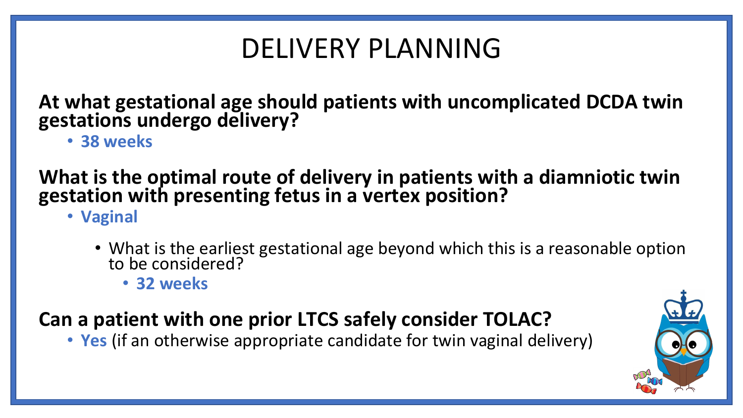# DELIVERY PLANNING

**At what gestational age should patients with uncomplicated DCDA twin gestations undergo delivery?**

- **38 weeks**

**What is the optimal route of delivery in patients with a diamniotic twin gestation with presenting fetus in a vertex position?**

- **Vaginal**
  - What is the earliest gestational age beyond which this is a reasonable option to be considered?
    - **32 weeks**

**Can a patient with one prior LTCS safely consider TOLAC?**

- **Yes** (if an otherwise appropriate candidate for twin vaginal delivery)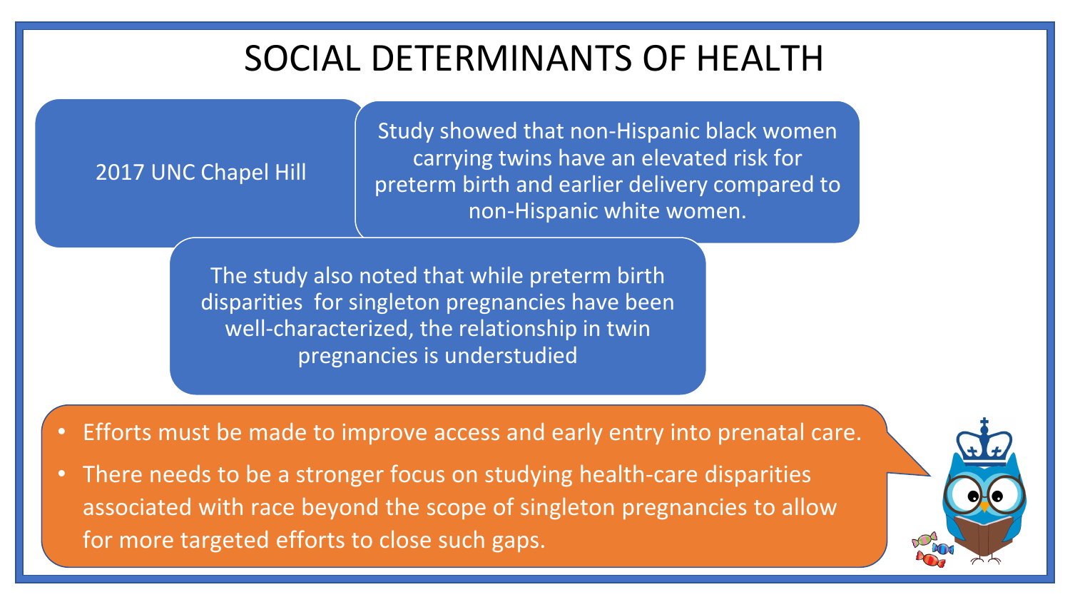# SOCIAL DETERMINANTS OF HEALTH

2017 UNC Chapel Hill

Study showed that non-Hispanic black women carrying twins have an elevated risk for preterm birth and earlier delivery compared to non-Hispanic white women.

The study also noted that while preterm birth disparities for singleton pregnancies have been well-characterized, the relationship in twin pregnancies is understudied

- Efforts must be made to improve access and early entry into prenatal care.
- There needs to be a stronger focus on studying health-care disparities associated with race beyond the scope of singleton pregnancies to allow for more targeted efforts to close such gaps.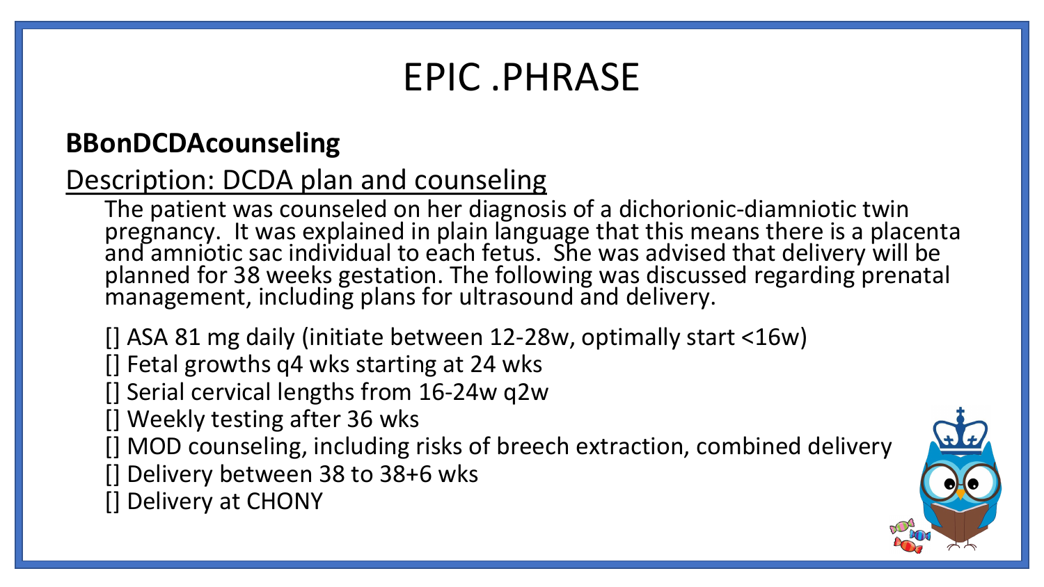# EPIC .PHRASE

## BBonDCDAcounseling

Description: DCDA plan and counseling

The patient was counseled on her diagnosis of a dichorionic-diamniotic twin pregnancy. It was explained in plain language that this means there is a placenta and amniotic sac individual to each fetus. She was advised that delivery will be planned for 38 weeks gestation. The following was discussed regarding prenatal management, including plans for ultrasound and delivery.

[] ASA 81 mg daily (initiate between 12-28w, optimally start <16w)
[] Fetal growths q4 wks starting at 24 wks
[] Serial cervical lengths from 16-24w q2w
[] Weekly testing after 36 wks
[] MOD counseling, including risks of breech extraction, combined delivery
[] Delivery between 38 to 38+6 wks
[] Delivery at CHONY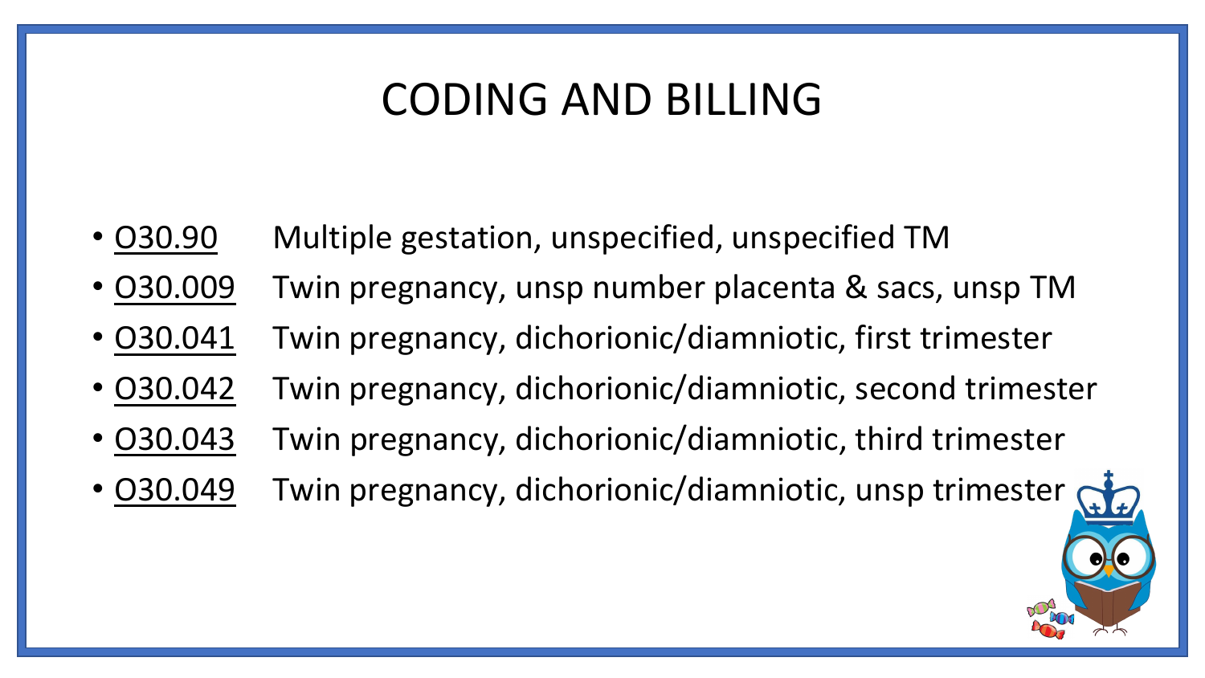# CODING AND BILLING

- O30.90 Multiple gestation, unspecified, unspecified TM
- O30.009 Twin pregnancy, unsp number placenta & sacs, unsp TM
- O30.041 Twin pregnancy, dichorionic/diamniotic, first trimester
- O30.042 Twin pregnancy, dichorionic/diamniotic, second trimester
- O30.043 Twin pregnancy, dichorionic/diamniotic, third trimester
- O30.049 Twin pregnancy, dichorionic/diamniotic, unsp trimester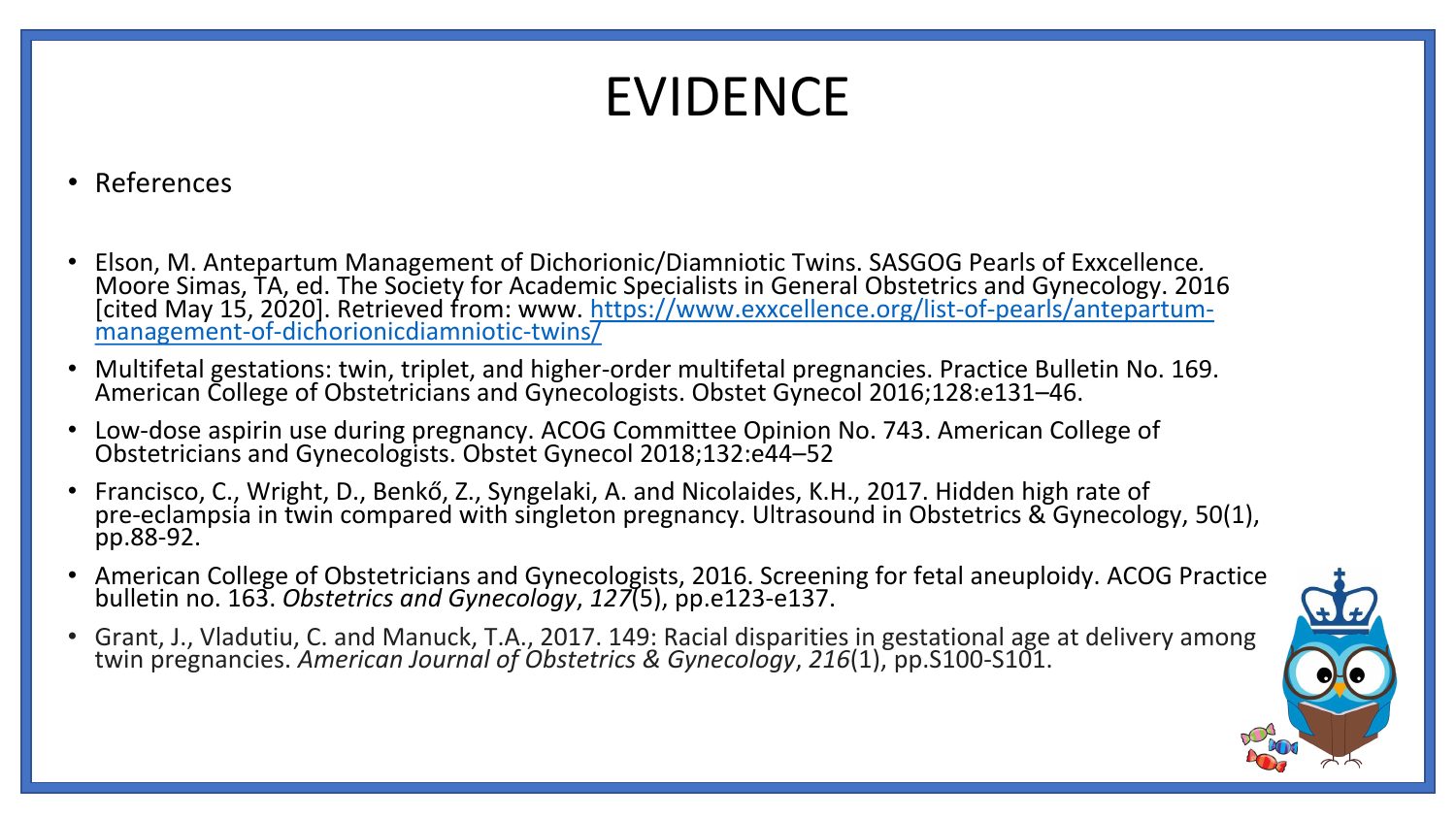# EVIDENCE

- References

- Elson, M. Antepartum Management of Dichorionic/Diamniotic Twins. SASGOG Pearls of Exxcellence. Moore Simas, TA, ed. The Society for Academic Specialists in General Obstetrics and Gynecology. 2016 [cited May 15, 2020]. Retrieved from: www. https://www.exxcellence.org/list-of-pearls/antepartum-management-of-dichorionicdiamniotic-twins/
- Multifetal gestations: twin, triplet, and higher-order multifetal pregnancies. Practice Bulletin No. 169. American College of Obstetricians and Gynecologists. Obstet Gynecol 2016;128:e131–46.
- Low-dose aspirin use during pregnancy. ACOG Committee Opinion No. 743. American College of Obstetricians and Gynecologists. Obstet Gynecol 2018;132:e44–52
- Francisco, C., Wright, D., Benkő, Z., Syngelaki, A. and Nicolaides, K.H., 2017. Hidden high rate of pre-eclampsia in twin compared with singleton pregnancy. Ultrasound in Obstetrics & Gynecology, 50(1), pp.88-92.
- American College of Obstetricians and Gynecologists, 2016. Screening for fetal aneuploidy. ACOG Practice bulletin no. 163. *Obstetrics and Gynecology*, *127*(5), pp.e123-e137.
- Grant, J., Vladutiu, C. and Manuck, T.A., 2017. 149: Racial disparities in gestational age at delivery among twin pregnancies. *American Journal of Obstetrics & Gynecology*, *216*(1), pp.S100-S101.